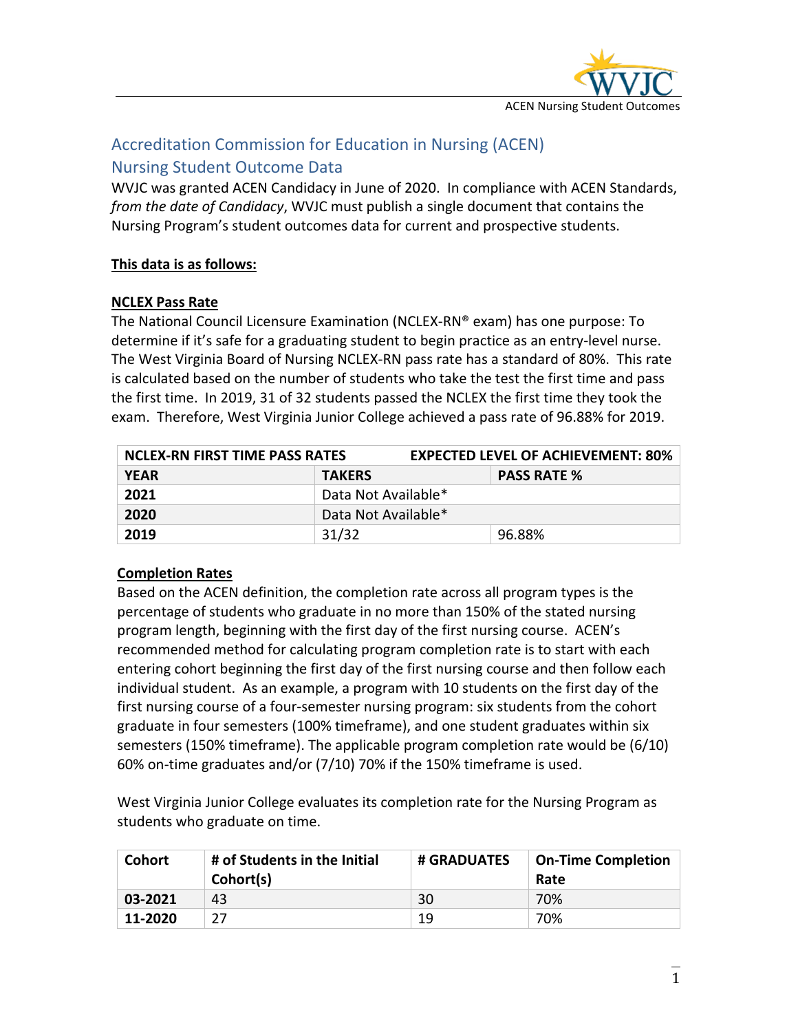# Accreditation Commission for Education in Nursing (ACEN)

## Nursing Student Outcome Data

WVJC was granted ACEN Candidacy in June of 2020. In compliance with ACEN Standards, *from the date of Candidacy*, WVJC must publish a single document that contains the Nursing Program's student outcomes data for current and prospective students.

**This data is as follows:**

**NCLEX Pass Rate**

The National Council Licensure Examination (NCLEX-RN® exam) has one purpose: To determine if it's safe for a graduating student to begin practice as an entry-level nurse. The West Virginia Board of Nursing NCLEX-RN pass rate has a standard of 80%. This rate is calculated based on the number of students who take the test the first time and pass the first time. In 2019, 31 of 32 students passed the NCLEX the first time they took the exam. Therefore, West Virginia Junior College achieved a pass rate of 96.88% for 2019.

| NCLEX-RN FIRST TIME PASS RATES | | EXPECTED LEVEL OF ACHIEVEMENT: 80% |
|---|---|---|
| **YEAR** | **TAKERS** | **PASS RATE %** |
| **2021** | Data Not Available* | |
| **2020** | Data Not Available* | |
| **2019** | 31/32 | 96.88% |

**Completion Rates**

Based on the ACEN definition, the completion rate across all program types is the percentage of students who graduate in no more than 150% of the stated nursing program length, beginning with the first day of the first nursing course. ACEN's recommended method for calculating program completion rate is to start with each entering cohort beginning the first day of the first nursing course and then follow each individual student. As an example, a program with 10 students on the first day of the first nursing course of a four-semester nursing program: six students from the cohort graduate in four semesters (100% timeframe), and one student graduates within six semesters (150% timeframe). The applicable program completion rate would be (6/10) 60% on-time graduates and/or (7/10) 70% if the 150% timeframe is used.

West Virginia Junior College evaluates its completion rate for the Nursing Program as students who graduate on time.

| Cohort | # of Students in the Initial Cohort(s) | # GRADUATES | On-Time Completion Rate |
|---|---|---|---|
| **03-2021** | 43 | 30 | 70% |
| **11-2020** | 27 | 19 | 70% |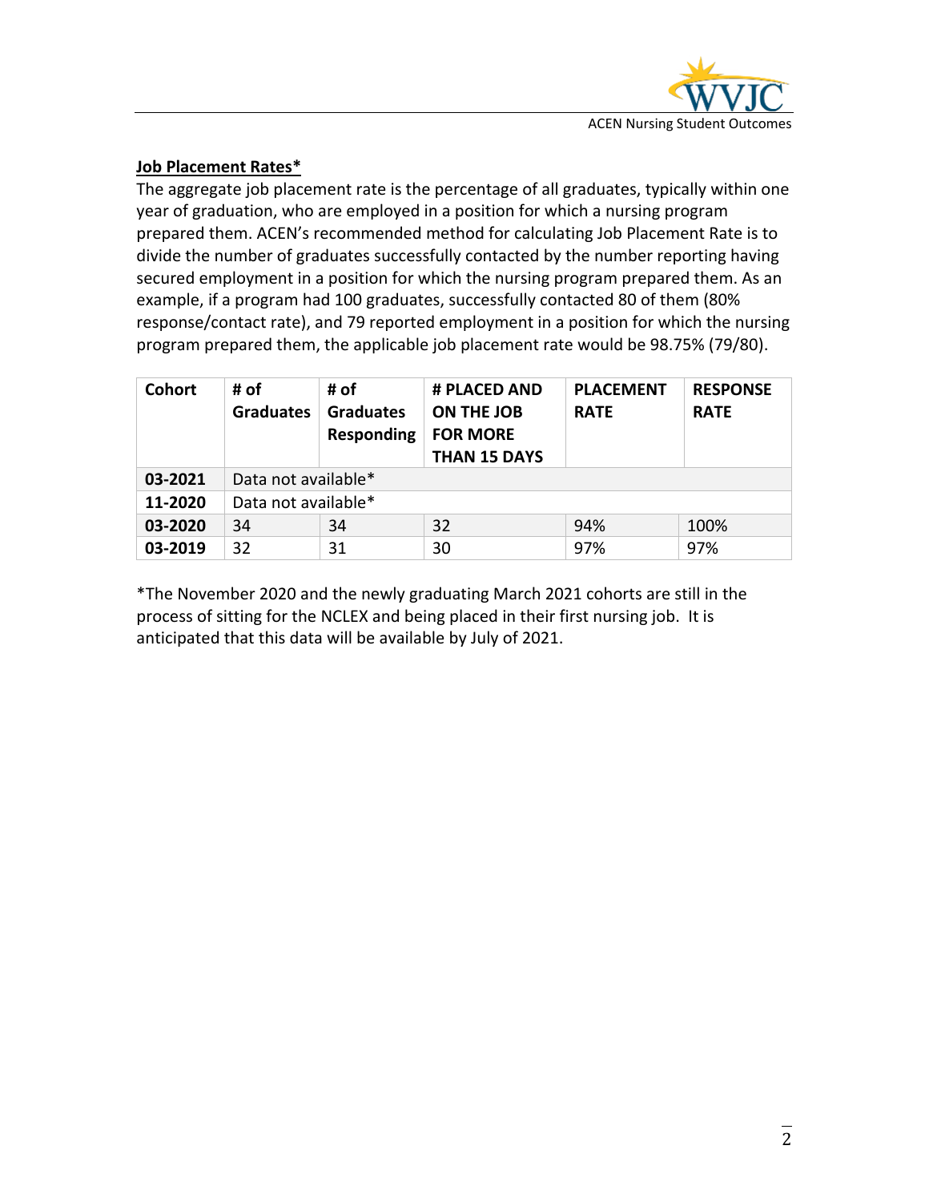**Job Placement Rates***

The aggregate job placement rate is the percentage of all graduates, typically within one year of graduation, who are employed in a position for which a nursing program prepared them. ACEN's recommended method for calculating Job Placement Rate is to divide the number of graduates successfully contacted by the number reporting having secured employment in a position for which the nursing program prepared them. As an example, if a program had 100 graduates, successfully contacted 80 of them (80% response/contact rate), and 79 reported employment in a position for which the nursing program prepared them, the applicable job placement rate would be 98.75% (79/80).

| Cohort | # of Graduates | # of Graduates Responding | # PLACED AND ON THE JOB FOR MORE THAN 15 DAYS | PLACEMENT RATE | RESPONSE RATE |
|---|---|---|---|---|---|
| **03-2021** | Data not available* | | | | |
| **11-2020** | Data not available* | | | | |
| **03-2020** | 34 | 34 | 32 | 94% | 100% |
| **03-2019** | 32 | 31 | 30 | 97% | 97% |

*The November 2020 and the newly graduating March 2021 cohorts are still in the process of sitting for the NCLEX and being placed in their first nursing job. It is anticipated that this data will be available by July of 2021.